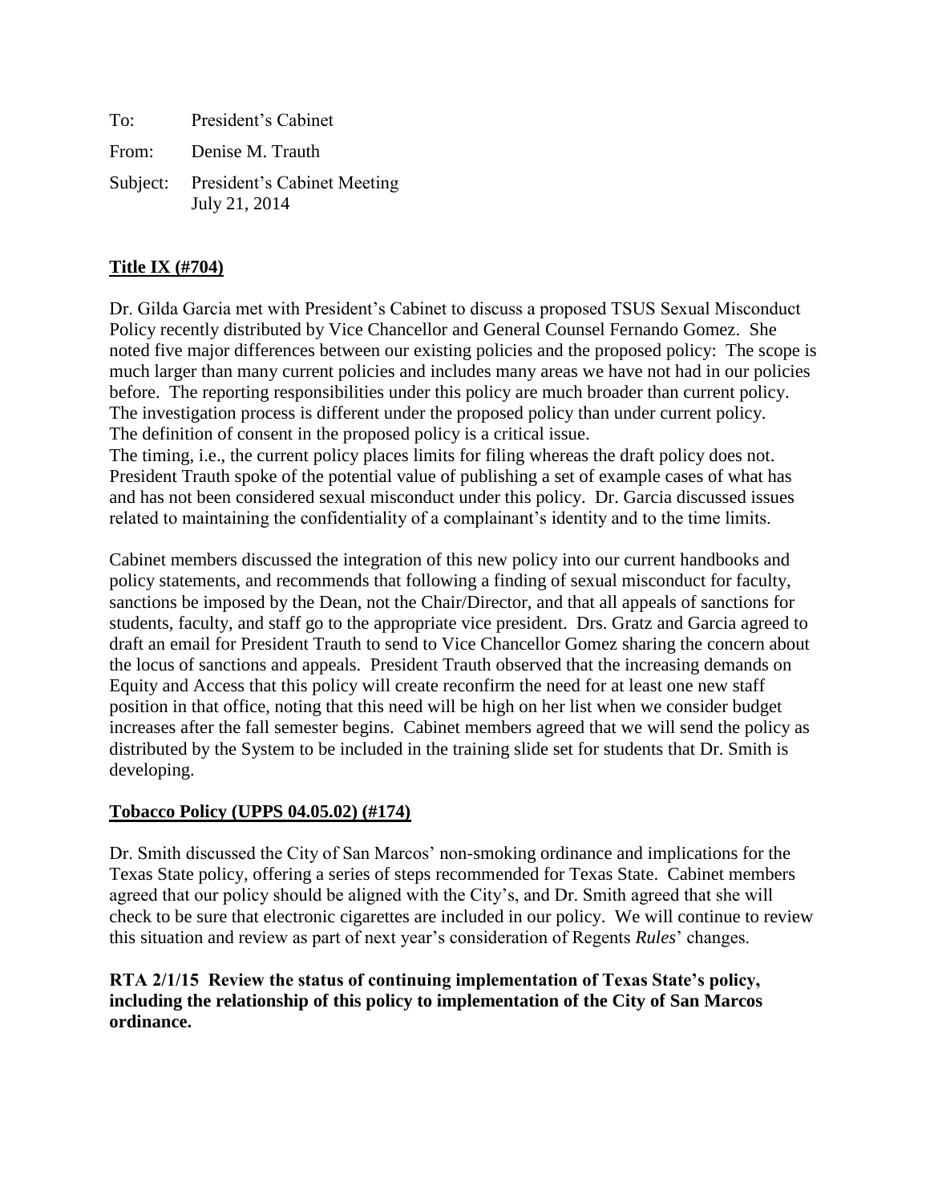To: President's Cabinet

From: Denise M. Trauth

Subject: President's Cabinet Meeting
July 21, 2014

**Title IX (#704)**

Dr. Gilda Garcia met with President's Cabinet to discuss a proposed TSUS Sexual Misconduct Policy recently distributed by Vice Chancellor and General Counsel Fernando Gomez. She noted five major differences between our existing policies and the proposed policy: The scope is much larger than many current policies and includes many areas we have not had in our policies before. The reporting responsibilities under this policy are much broader than current policy. The investigation process is different under the proposed policy than under current policy. The definition of consent in the proposed policy is a critical issue.
The timing, i.e., the current policy places limits for filing whereas the draft policy does not. President Trauth spoke of the potential value of publishing a set of example cases of what has and has not been considered sexual misconduct under this policy. Dr. Garcia discussed issues related to maintaining the confidentiality of a complainant's identity and to the time limits.

Cabinet members discussed the integration of this new policy into our current handbooks and policy statements, and recommends that following a finding of sexual misconduct for faculty, sanctions be imposed by the Dean, not the Chair/Director, and that all appeals of sanctions for students, faculty, and staff go to the appropriate vice president. Drs. Gratz and Garcia agreed to draft an email for President Trauth to send to Vice Chancellor Gomez sharing the concern about the locus of sanctions and appeals. President Trauth observed that the increasing demands on Equity and Access that this policy will create reconfirm the need for at least one new staff position in that office, noting that this need will be high on her list when we consider budget increases after the fall semester begins. Cabinet members agreed that we will send the policy as distributed by the System to be included in the training slide set for students that Dr. Smith is developing.

**Tobacco Policy (UPPS 04.05.02) (#174)**

Dr. Smith discussed the City of San Marcos' non-smoking ordinance and implications for the Texas State policy, offering a series of steps recommended for Texas State. Cabinet members agreed that our policy should be aligned with the City's, and Dr. Smith agreed that she will check to be sure that electronic cigarettes are included in our policy. We will continue to review this situation and review as part of next year's consideration of Regents *Rules*' changes.

**RTA 2/1/15 Review the status of continuing implementation of Texas State's policy, including the relationship of this policy to implementation of the City of San Marcos ordinance.**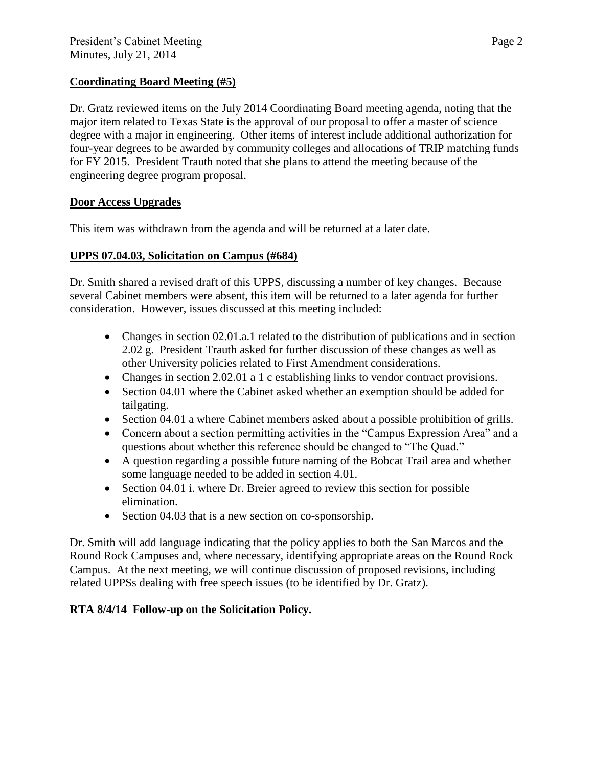**Coordinating Board Meeting (#5)**

Dr. Gratz reviewed items on the July 2014 Coordinating Board meeting agenda, noting that the major item related to Texas State is the approval of our proposal to offer a master of science degree with a major in engineering. Other items of interest include additional authorization for four-year degrees to be awarded by community colleges and allocations of TRIP matching funds for FY 2015. President Trauth noted that she plans to attend the meeting because of the engineering degree program proposal.

**Door Access Upgrades**

This item was withdrawn from the agenda and will be returned at a later date.

**UPPS 07.04.03, Solicitation on Campus (#684)**

Dr. Smith shared a revised draft of this UPPS, discussing a number of key changes. Because several Cabinet members were absent, this item will be returned to a later agenda for further consideration. However, issues discussed at this meeting included:

- Changes in section 02.01.a.1 related to the distribution of publications and in section 2.02 g. President Trauth asked for further discussion of these changes as well as other University policies related to First Amendment considerations.
- Changes in section 2.02.01 a 1 c establishing links to vendor contract provisions.
- Section 04.01 where the Cabinet asked whether an exemption should be added for tailgating.
- Section 04.01 a where Cabinet members asked about a possible prohibition of grills.
- Concern about a section permitting activities in the "Campus Expression Area" and a questions about whether this reference should be changed to "The Quad."
- A question regarding a possible future naming of the Bobcat Trail area and whether some language needed to be added in section 4.01.
- Section 04.01 i. where Dr. Breier agreed to review this section for possible elimination.
- Section 04.03 that is a new section on co-sponsorship.

Dr. Smith will add language indicating that the policy applies to both the San Marcos and the Round Rock Campuses and, where necessary, identifying appropriate areas on the Round Rock Campus. At the next meeting, we will continue discussion of proposed revisions, including related UPPSs dealing with free speech issues (to be identified by Dr. Gratz).

**RTA 8/4/14 Follow-up on the Solicitation Policy.**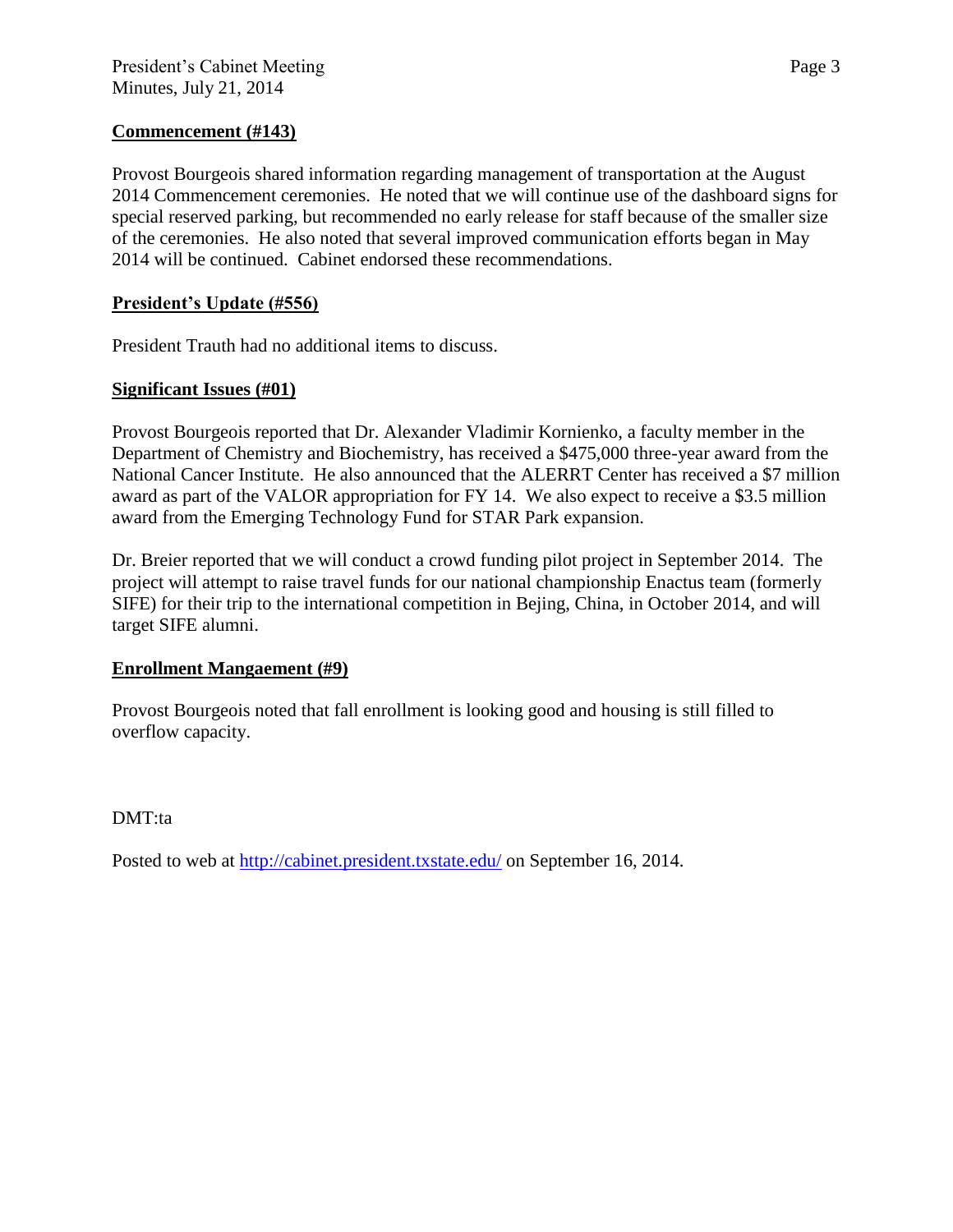**Commencement (#143)**

Provost Bourgeois shared information regarding management of transportation at the August 2014 Commencement ceremonies. He noted that we will continue use of the dashboard signs for special reserved parking, but recommended no early release for staff because of the smaller size of the ceremonies. He also noted that several improved communication efforts began in May 2014 will be continued. Cabinet endorsed these recommendations.

**President's Update (#556)**

President Trauth had no additional items to discuss.

**Significant Issues (#01)**

Provost Bourgeois reported that Dr. Alexander Vladimir Kornienko, a faculty member in the Department of Chemistry and Biochemistry, has received a $475,000 three-year award from the National Cancer Institute. He also announced that the ALERRT Center has received a $7 million award as part of the VALOR appropriation for FY 14. We also expect to receive a $3.5 million award from the Emerging Technology Fund for STAR Park expansion.

Dr. Breier reported that we will conduct a crowd funding pilot project in September 2014. The project will attempt to raise travel funds for our national championship Enactus team (formerly SIFE) for their trip to the international competition in Bejing, China, in October 2014, and will target SIFE alumni.

**Enrollment Mangaement (#9)**

Provost Bourgeois noted that fall enrollment is looking good and housing is still filled to overflow capacity.

DMT:ta

Posted to web at http://cabinet.president.txstate.edu/ on September 16, 2014.